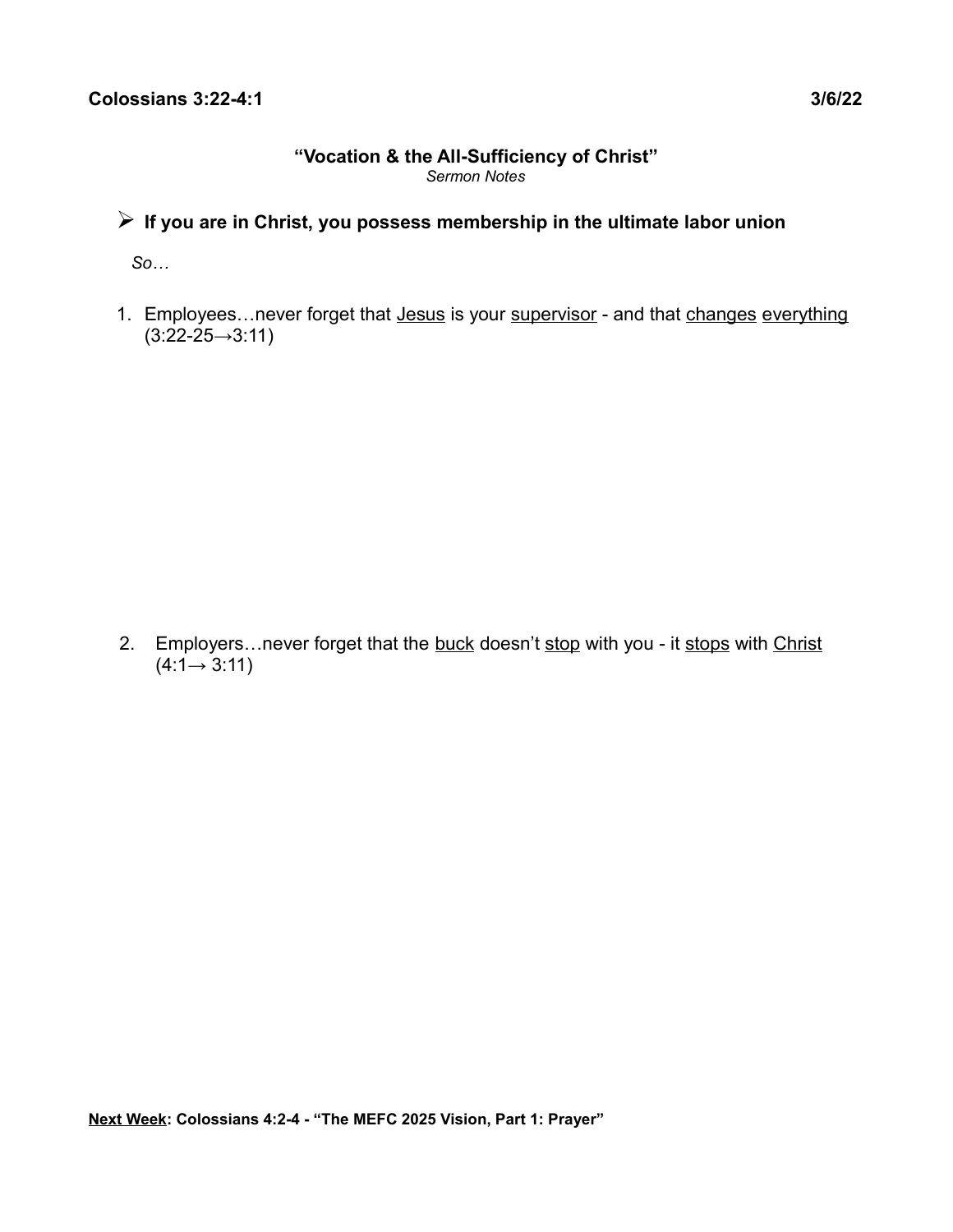**Colossians 3:22-4:1** **3/6/22**

## "Vocation & the All-Sufficiency of Christ"

*Sermon Notes*

- **If you are in Christ, you possess membership in the ultimate labor union**

*So…*

1. Employees…never forget that <u>Jesus</u> is your <u>supervisor</u> - and that <u>changes</u> <u>everything</u> (3:22-25→3:11)

2. Employers…never forget that the <u>buck</u> doesn't <u>stop</u> with you - it <u>stops</u> with <u>Christ</u> (4:1→ 3:11)

**<u>Next Week</u>: Colossians 4:2-4 - "The MEFC 2025 Vision, Part 1: Prayer"**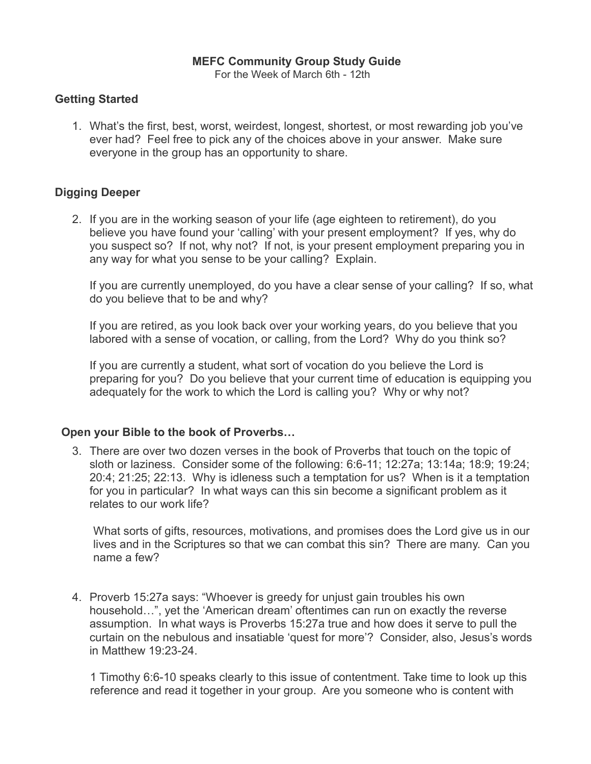**MEFC Community Group Study Guide**

For the Week of March 6th - 12th

### Getting Started

1. What's the first, best, worst, weirdest, longest, shortest, or most rewarding job you've ever had? Feel free to pick any of the choices above in your answer. Make sure everyone in the group has an opportunity to share.

### Digging Deeper

2. If you are in the working season of your life (age eighteen to retirement), do you believe you have found your 'calling' with your present employment? If yes, why do you suspect so? If not, why not? If not, is your present employment preparing you in any way for what you sense to be your calling? Explain.

   If you are currently unemployed, do you have a clear sense of your calling? If so, what do you believe that to be and why?

   If you are retired, as you look back over your working years, do you believe that you labored with a sense of vocation, or calling, from the Lord? Why do you think so?

   If you are currently a student, what sort of vocation do you believe the Lord is preparing for you? Do you believe that your current time of education is equipping you adequately for the work to which the Lord is calling you? Why or why not?

**Open your Bible to the book of Proverbs…**

3. There are over two dozen verses in the book of Proverbs that touch on the topic of sloth or laziness. Consider some of the following: 6:6-11; 12:27a; 13:14a; 18:9; 19:24; 20:4; 21:25; 22:13. Why is idleness such a temptation for us? When is it a temptation for you in particular? In what ways can this sin become a significant problem as it relates to our work life?

   What sorts of gifts, resources, motivations, and promises does the Lord give us in our lives and in the Scriptures so that we can combat this sin? There are many. Can you name a few?

4. Proverb 15:27a says: "Whoever is greedy for unjust gain troubles his own household…", yet the 'American dream' oftentimes can run on exactly the reverse assumption. In what ways is Proverbs 15:27a true and how does it serve to pull the curtain on the nebulous and insatiable 'quest for more'? Consider, also, Jesus's words in Matthew 19:23-24.

   1 Timothy 6:6-10 speaks clearly to this issue of contentment. Take time to look up this reference and read it together in your group. Are you someone who is content with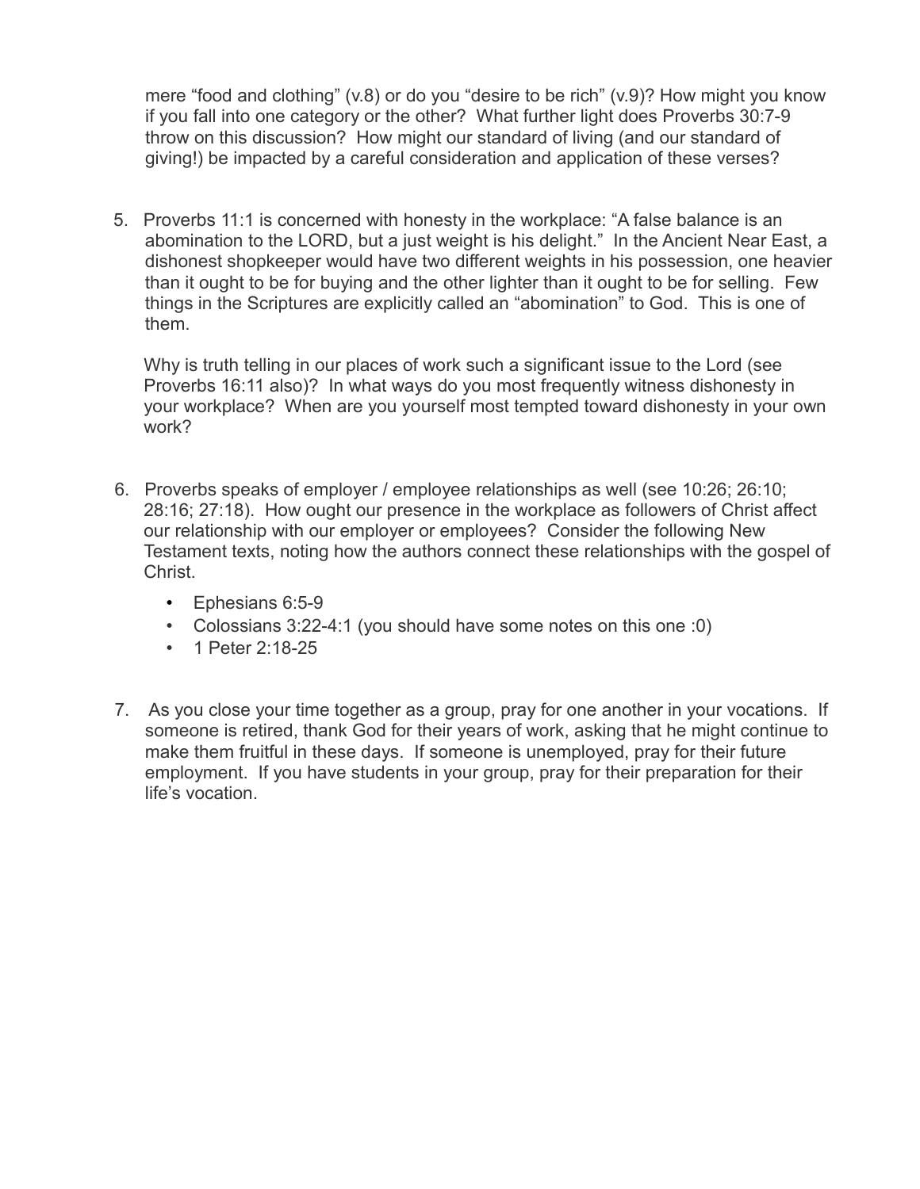mere "food and clothing" (v.8) or do you "desire to be rich" (v.9)? How might you know if you fall into one category or the other? What further light does Proverbs 30:7-9 throw on this discussion? How might our standard of living (and our standard of giving!) be impacted by a careful consideration and application of these verses?

5. Proverbs 11:1 is concerned with honesty in the workplace: "A false balance is an abomination to the LORD, but a just weight is his delight." In the Ancient Near East, a dishonest shopkeeper would have two different weights in his possession, one heavier than it ought to be for buying and the other lighter than it ought to be for selling. Few things in the Scriptures are explicitly called an "abomination" to God. This is one of them.

   Why is truth telling in our places of work such a significant issue to the Lord (see Proverbs 16:11 also)? In what ways do you most frequently witness dishonesty in your workplace? When are you yourself most tempted toward dishonesty in your own work?

6. Proverbs speaks of employer / employee relationships as well (see 10:26; 26:10; 28:16; 27:18). How ought our presence in the workplace as followers of Christ affect our relationship with our employer or employees? Consider the following New Testament texts, noting how the authors connect these relationships with the gospel of Christ.

   - Ephesians 6:5-9
   - Colossians 3:22-4:1 (you should have some notes on this one :0)
   - 1 Peter 2:18-25

7. As you close your time together as a group, pray for one another in your vocations. If someone is retired, thank God for their years of work, asking that he might continue to make them fruitful in these days. If someone is unemployed, pray for their future employment. If you have students in your group, pray for their preparation for their life's vocation.